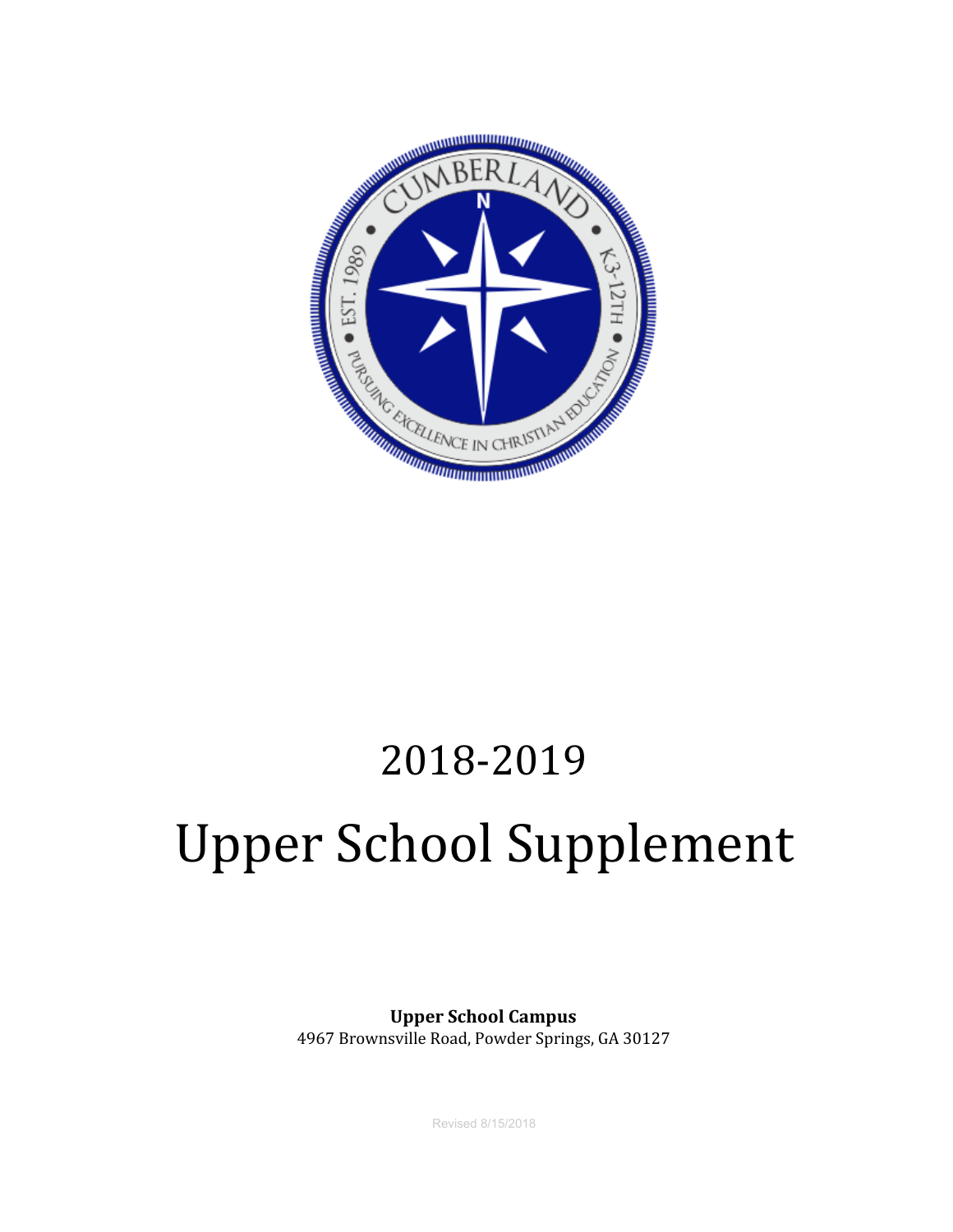# 2018-2019

# Upper School Supplement

**Upper School Campus**
4967 Brownsville Road, Powder Springs, GA 30127

Revised 8/15/2018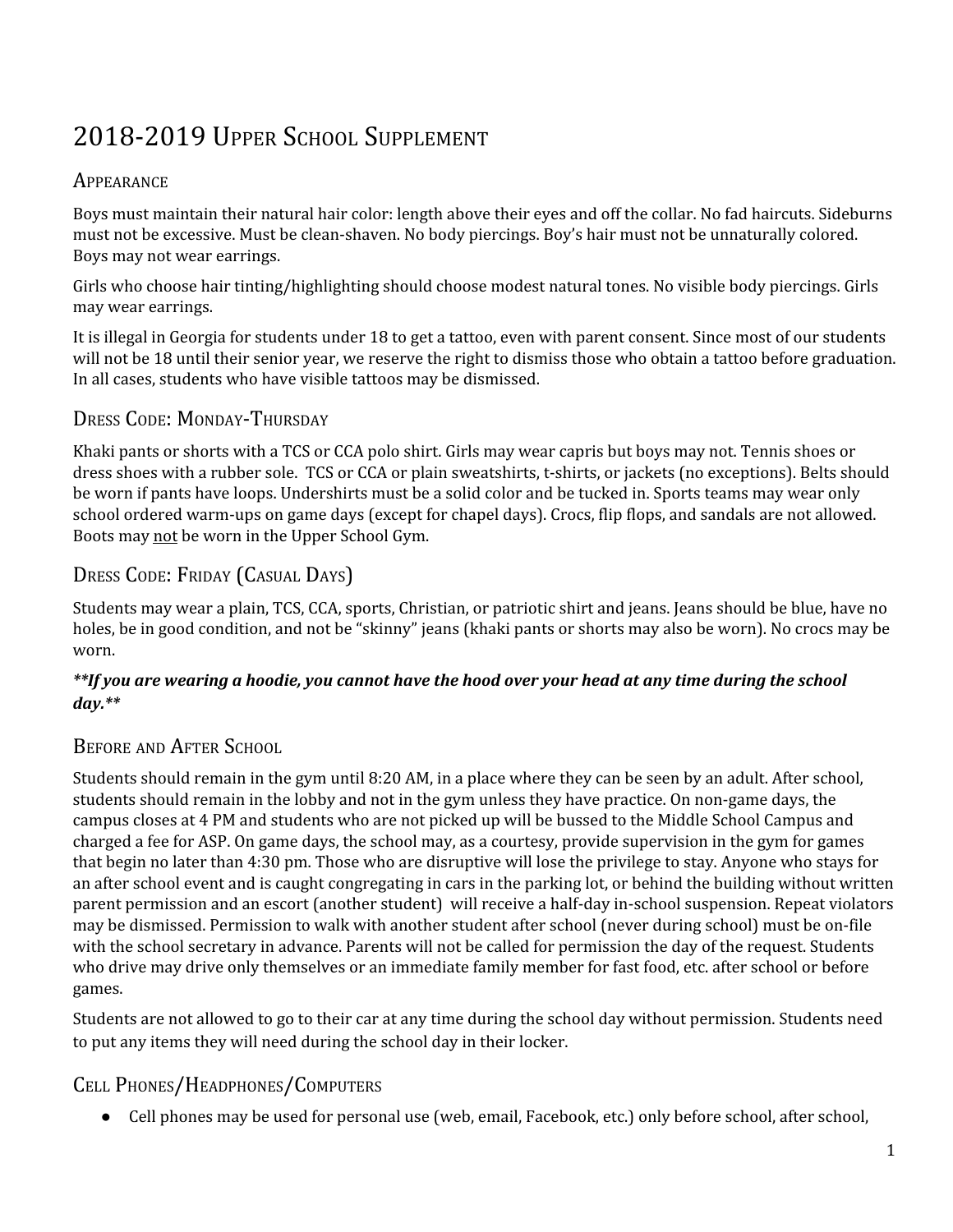# 2018-2019 Upper School Supplement

## Appearance

Boys must maintain their natural hair color: length above their eyes and off the collar. No fad haircuts. Sideburns must not be excessive. Must be clean-shaven. No body piercings. Boy's hair must not be unnaturally colored. Boys may not wear earrings.

Girls who choose hair tinting/highlighting should choose modest natural tones. No visible body piercings. Girls may wear earrings.

It is illegal in Georgia for students under 18 to get a tattoo, even with parent consent. Since most of our students will not be 18 until their senior year, we reserve the right to dismiss those who obtain a tattoo before graduation. In all cases, students who have visible tattoos may be dismissed.

## Dress Code: Monday-Thursday

Khaki pants or shorts with a TCS or CCA polo shirt. Girls may wear capris but boys may not. Tennis shoes or dress shoes with a rubber sole. TCS or CCA or plain sweatshirts, t-shirts, or jackets (no exceptions). Belts should be worn if pants have loops. Undershirts must be a solid color and be tucked in. Sports teams may wear only school ordered warm-ups on game days (except for chapel days). Crocs, flip flops, and sandals are not allowed. Boots may <u>not</u> be worn in the Upper School Gym.

## Dress Code: Friday (Casual Days)

Students may wear a plain, TCS, CCA, sports, Christian, or patriotic shirt and jeans. Jeans should be blue, have no holes, be in good condition, and not be "skinny" jeans (khaki pants or shorts may also be worn). No crocs may be worn.

***\*\*If you are wearing a hoodie, you cannot have the hood over your head at any time during the school day.\*\****

## Before and After School

Students should remain in the gym until 8:20 AM, in a place where they can be seen by an adult. After school, students should remain in the lobby and not in the gym unless they have practice. On non-game days, the campus closes at 4 PM and students who are not picked up will be bussed to the Middle School Campus and charged a fee for ASP. On game days, the school may, as a courtesy, provide supervision in the gym for games that begin no later than 4:30 pm. Those who are disruptive will lose the privilege to stay. Anyone who stays for an after school event and is caught congregating in cars in the parking lot, or behind the building without written parent permission and an escort (another student) will receive a half-day in-school suspension. Repeat violators may be dismissed. Permission to walk with another student after school (never during school) must be on-file with the school secretary in advance. Parents will not be called for permission the day of the request. Students who drive may drive only themselves or an immediate family member for fast food, etc. after school or before games.

Students are not allowed to go to their car at any time during the school day without permission. Students need to put any items they will need during the school day in their locker.

## Cell Phones/Headphones/Computers

- Cell phones may be used for personal use (web, email, Facebook, etc.) only before school, after school,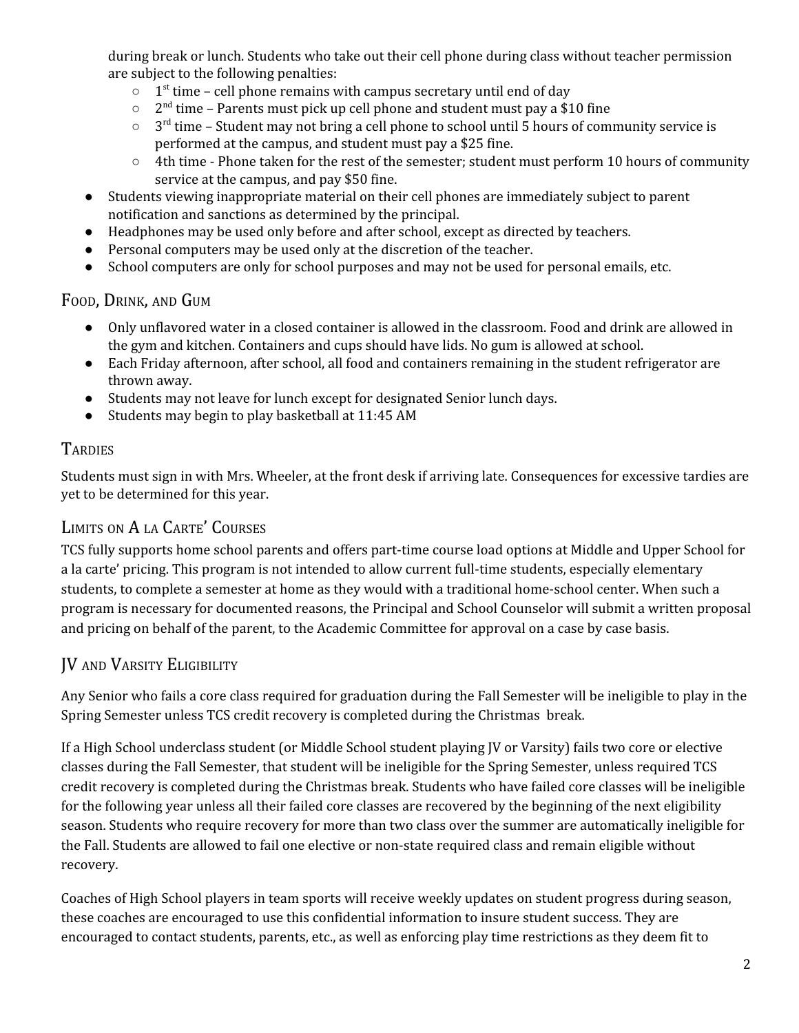during break or lunch. Students who take out their cell phone during class without teacher permission are subject to the following penalties:
  - 1st time – cell phone remains with campus secretary until end of day
  - 2nd time – Parents must pick up cell phone and student must pay a $10 fine
  - 3rd time – Student may not bring a cell phone to school until 5 hours of community service is performed at the campus, and student must pay a $25 fine.
  - 4th time - Phone taken for the rest of the semester; student must perform 10 hours of community service at the campus, and pay $50 fine.
- Students viewing inappropriate material on their cell phones are immediately subject to parent notification and sanctions as determined by the principal.
- Headphones may be used only before and after school, except as directed by teachers.
- Personal computers may be used only at the discretion of the teacher.
- School computers are only for school purposes and may not be used for personal emails, etc.

## Food, Drink, and Gum

- Only unflavored water in a closed container is allowed in the classroom. Food and drink are allowed in the gym and kitchen. Containers and cups should have lids. No gum is allowed at school.
- Each Friday afternoon, after school, all food and containers remaining in the student refrigerator are thrown away.
- Students may not leave for lunch except for designated Senior lunch days.
- Students may begin to play basketball at 11:45 AM

## Tardies

Students must sign in with Mrs. Wheeler, at the front desk if arriving late. Consequences for excessive tardies are yet to be determined for this year.

## Limits on A la Carte' Courses

TCS fully supports home school parents and offers part-time course load options at Middle and Upper School for a la carte' pricing. This program is not intended to allow current full-time students, especially elementary students, to complete a semester at home as they would with a traditional home-school center. When such a program is necessary for documented reasons, the Principal and School Counselor will submit a written proposal and pricing on behalf of the parent, to the Academic Committee for approval on a case by case basis.

## JV and Varsity Eligibility

Any Senior who fails a core class required for graduation during the Fall Semester will be ineligible to play in the Spring Semester unless TCS credit recovery is completed during the Christmas break.

If a High School underclass student (or Middle School student playing JV or Varsity) fails two core or elective classes during the Fall Semester, that student will be ineligible for the Spring Semester, unless required TCS credit recovery is completed during the Christmas break. Students who have failed core classes will be ineligible for the following year unless all their failed core classes are recovered by the beginning of the next eligibility season. Students who require recovery for more than two class over the summer are automatically ineligible for the Fall. Students are allowed to fail one elective or non-state required class and remain eligible without recovery.

Coaches of High School players in team sports will receive weekly updates on student progress during season, these coaches are encouraged to use this confidential information to insure student success. They are encouraged to contact students, parents, etc., as well as enforcing play time restrictions as they deem fit to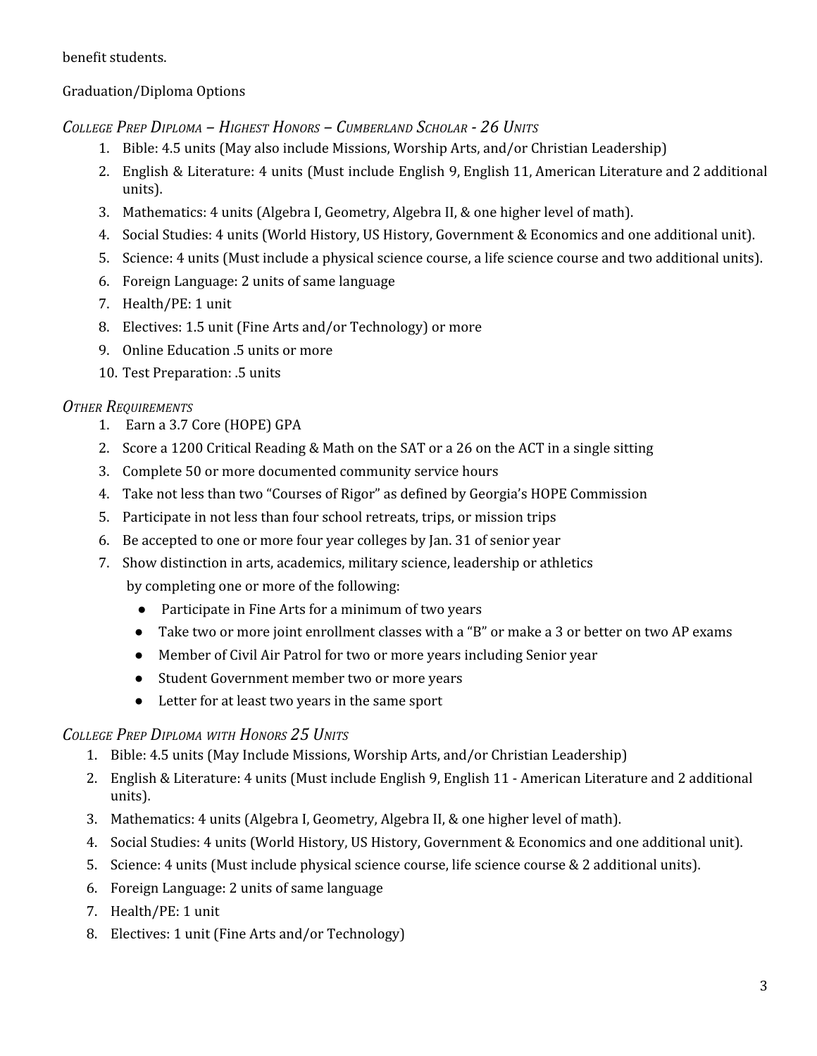benefit students.

Graduation/Diploma Options

*College Prep Diploma – Highest Honors – Cumberland Scholar - 26 Units*

1. Bible: 4.5 units (May also include Missions, Worship Arts, and/or Christian Leadership)
2. English & Literature: 4 units (Must include English 9, English 11, American Literature and 2 additional units).
3. Mathematics: 4 units (Algebra I, Geometry, Algebra II, & one higher level of math).
4. Social Studies: 4 units (World History, US History, Government & Economics and one additional unit).
5. Science: 4 units (Must include a physical science course, a life science course and two additional units).
6. Foreign Language: 2 units of same language
7. Health/PE: 1 unit
8. Electives: 1.5 unit (Fine Arts and/or Technology) or more
9. Online Education .5 units or more
10. Test Preparation: .5 units

*Other Requirements*

1. Earn a 3.7 Core (HOPE) GPA
2. Score a 1200 Critical Reading & Math on the SAT or a 26 on the ACT in a single sitting
3. Complete 50 or more documented community service hours
4. Take not less than two "Courses of Rigor" as defined by Georgia's HOPE Commission
5. Participate in not less than four school retreats, trips, or mission trips
6. Be accepted to one or more four year colleges by Jan. 31 of senior year
7. Show distinction in arts, academics, military science, leadership or athletics by completing one or more of the following:
   - Participate in Fine Arts for a minimum of two years
   - Take two or more joint enrollment classes with a "B" or make a 3 or better on two AP exams
   - Member of Civil Air Patrol for two or more years including Senior year
   - Student Government member two or more years
   - Letter for at least two years in the same sport

*College Prep Diploma with Honors 25 Units*

1. Bible: 4.5 units (May Include Missions, Worship Arts, and/or Christian Leadership)
2. English & Literature: 4 units (Must include English 9, English 11 - American Literature and 2 additional units).
3. Mathematics: 4 units (Algebra I, Geometry, Algebra II, & one higher level of math).
4. Social Studies: 4 units (World History, US History, Government & Economics and one additional unit).
5. Science: 4 units (Must include physical science course, life science course & 2 additional units).
6. Foreign Language: 2 units of same language
7. Health/PE: 1 unit
8. Electives: 1 unit (Fine Arts and/or Technology)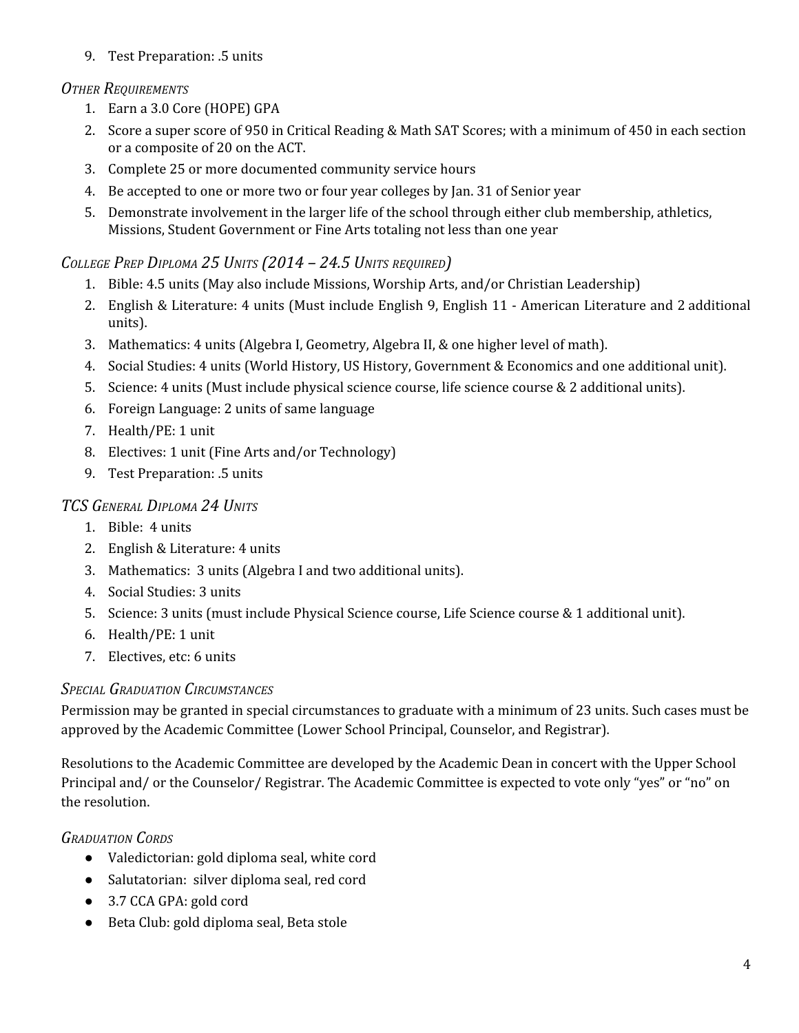9. Test Preparation: .5 units

### *Other Requirements*

1. Earn a 3.0 Core (HOPE) GPA
2. Score a super score of 950 in Critical Reading & Math SAT Scores; with a minimum of 450 in each section or a composite of 20 on the ACT.
3. Complete 25 or more documented community service hours
4. Be accepted to one or more two or four year colleges by Jan. 31 of Senior year
5. Demonstrate involvement in the larger life of the school through either club membership, athletics, Missions, Student Government or Fine Arts totaling not less than one year

### *College Prep Diploma 25 Units (2014 – 24.5 Units required)*

1. Bible: 4.5 units (May also include Missions, Worship Arts, and/or Christian Leadership)
2. English & Literature: 4 units (Must include English 9, English 11 - American Literature and 2 additional units).
3. Mathematics: 4 units (Algebra I, Geometry, Algebra II, & one higher level of math).
4. Social Studies: 4 units (World History, US History, Government & Economics and one additional unit).
5. Science: 4 units (Must include physical science course, life science course & 2 additional units).
6. Foreign Language: 2 units of same language
7. Health/PE: 1 unit
8. Electives: 1 unit (Fine Arts and/or Technology)
9. Test Preparation: .5 units

### *TCS General Diploma 24 Units*

1. Bible: 4 units
2. English & Literature: 4 units
3. Mathematics: 3 units (Algebra I and two additional units).
4. Social Studies: 3 units
5. Science: 3 units (must include Physical Science course, Life Science course & 1 additional unit).
6. Health/PE: 1 unit
7. Electives, etc: 6 units

### *Special Graduation Circumstances*

Permission may be granted in special circumstances to graduate with a minimum of 23 units. Such cases must be approved by the Academic Committee (Lower School Principal, Counselor, and Registrar).

Resolutions to the Academic Committee are developed by the Academic Dean in concert with the Upper School Principal and/ or the Counselor/ Registrar. The Academic Committee is expected to vote only "yes" or "no" on the resolution.

### *Graduation Cords*

- Valedictorian: gold diploma seal, white cord
- Salutatorian: silver diploma seal, red cord
- 3.7 CCA GPA: gold cord
- Beta Club: gold diploma seal, Beta stole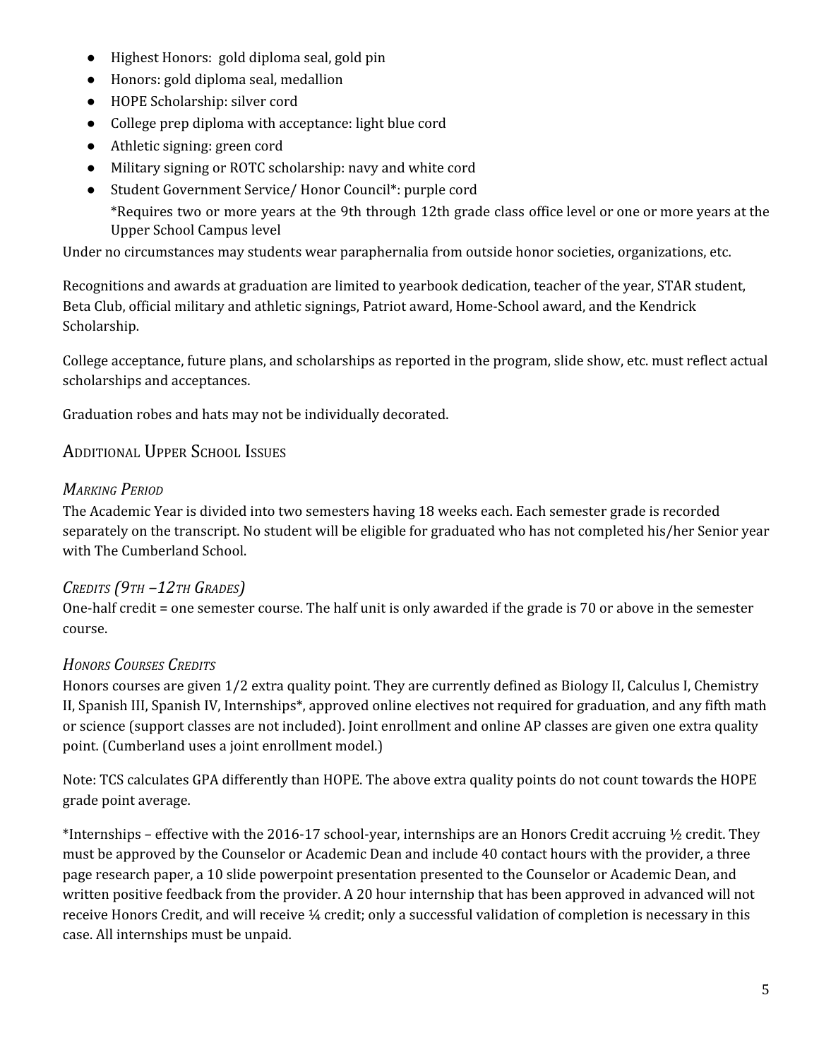- Highest Honors: gold diploma seal, gold pin
- Honors: gold diploma seal, medallion
- HOPE Scholarship: silver cord
- College prep diploma with acceptance: light blue cord
- Athletic signing: green cord
- Military signing or ROTC scholarship: navy and white cord
- Student Government Service/ Honor Council*: purple cord

  *Requires two or more years at the 9th through 12th grade class office level or one or more years at the Upper School Campus level

Under no circumstances may students wear paraphernalia from outside honor societies, organizations, etc.

Recognitions and awards at graduation are limited to yearbook dedication, teacher of the year, STAR student, Beta Club, official military and athletic signings, Patriot award, Home-School award, and the Kendrick Scholarship.

College acceptance, future plans, and scholarships as reported in the program, slide show, etc. must reflect actual scholarships and acceptances.

Graduation robes and hats may not be individually decorated.

## Additional Upper School Issues

### *Marking Period*

The Academic Year is divided into two semesters having 18 weeks each. Each semester grade is recorded separately on the transcript. No student will be eligible for graduated who has not completed his/her Senior year with The Cumberland School.

### *Credits (9th –12th Grades)*

One-half credit = one semester course. The half unit is only awarded if the grade is 70 or above in the semester course.

### *Honors Courses Credits*

Honors courses are given 1/2 extra quality point. They are currently defined as Biology II, Calculus I, Chemistry II, Spanish III, Spanish IV, Internships*, approved online electives not required for graduation, and any fifth math or science (support classes are not included). Joint enrollment and online AP classes are given one extra quality point. (Cumberland uses a joint enrollment model.)

Note: TCS calculates GPA differently than HOPE. The above extra quality points do not count towards the HOPE grade point average.

*Internships – effective with the 2016-17 school-year, internships are an Honors Credit accruing ½ credit. They must be approved by the Counselor or Academic Dean and include 40 contact hours with the provider, a three page research paper, a 10 slide powerpoint presentation presented to the Counselor or Academic Dean, and written positive feedback from the provider. A 20 hour internship that has been approved in advanced will not receive Honors Credit, and will receive ¼ credit; only a successful validation of completion is necessary in this case. All internships must be unpaid.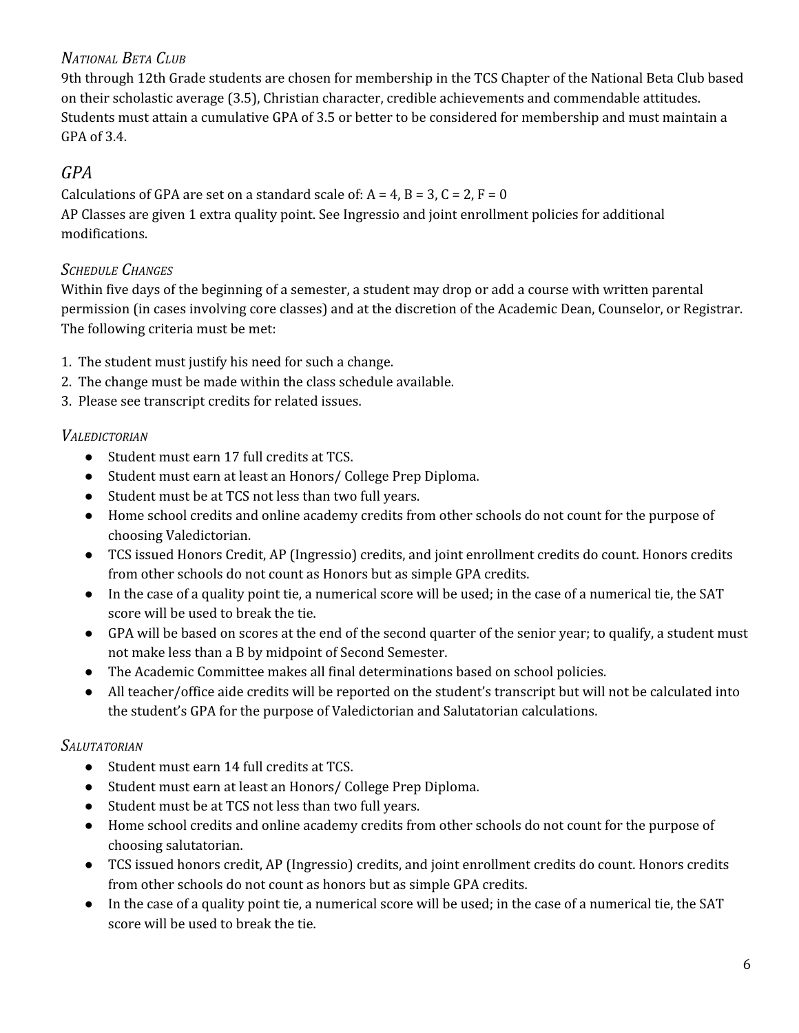### *National Beta Club*

9th through 12th Grade students are chosen for membership in the TCS Chapter of the National Beta Club based on their scholastic average (3.5), Christian character, credible achievements and commendable attitudes. Students must attain a cumulative GPA of 3.5 or better to be considered for membership and must maintain a GPA of 3.4.

## *GPA*

Calculations of GPA are set on a standard scale of: A = 4, B = 3, C = 2, F = 0

AP Classes are given 1 extra quality point. See Ingressio and joint enrollment policies for additional modifications.

### *Schedule Changes*

Within five days of the beginning of a semester, a student may drop or add a course with written parental permission (in cases involving core classes) and at the discretion of the Academic Dean, Counselor, or Registrar. The following criteria must be met:

1. The student must justify his need for such a change.
2. The change must be made within the class schedule available.
3. Please see transcript credits for related issues.

### *Valedictorian*

- Student must earn 17 full credits at TCS.
- Student must earn at least an Honors/ College Prep Diploma.
- Student must be at TCS not less than two full years.
- Home school credits and online academy credits from other schools do not count for the purpose of choosing Valedictorian.
- TCS issued Honors Credit, AP (Ingressio) credits, and joint enrollment credits do count. Honors credits from other schools do not count as Honors but as simple GPA credits.
- In the case of a quality point tie, a numerical score will be used; in the case of a numerical tie, the SAT score will be used to break the tie.
- GPA will be based on scores at the end of the second quarter of the senior year; to qualify, a student must not make less than a B by midpoint of Second Semester.
- The Academic Committee makes all final determinations based on school policies.
- All teacher/office aide credits will be reported on the student's transcript but will not be calculated into the student's GPA for the purpose of Valedictorian and Salutatorian calculations.

### *Salutatorian*

- Student must earn 14 full credits at TCS.
- Student must earn at least an Honors/ College Prep Diploma.
- Student must be at TCS not less than two full years.
- Home school credits and online academy credits from other schools do not count for the purpose of choosing salutatorian.
- TCS issued honors credit, AP (Ingressio) credits, and joint enrollment credits do count. Honors credits from other schools do not count as honors but as simple GPA credits.
- In the case of a quality point tie, a numerical score will be used; in the case of a numerical tie, the SAT score will be used to break the tie.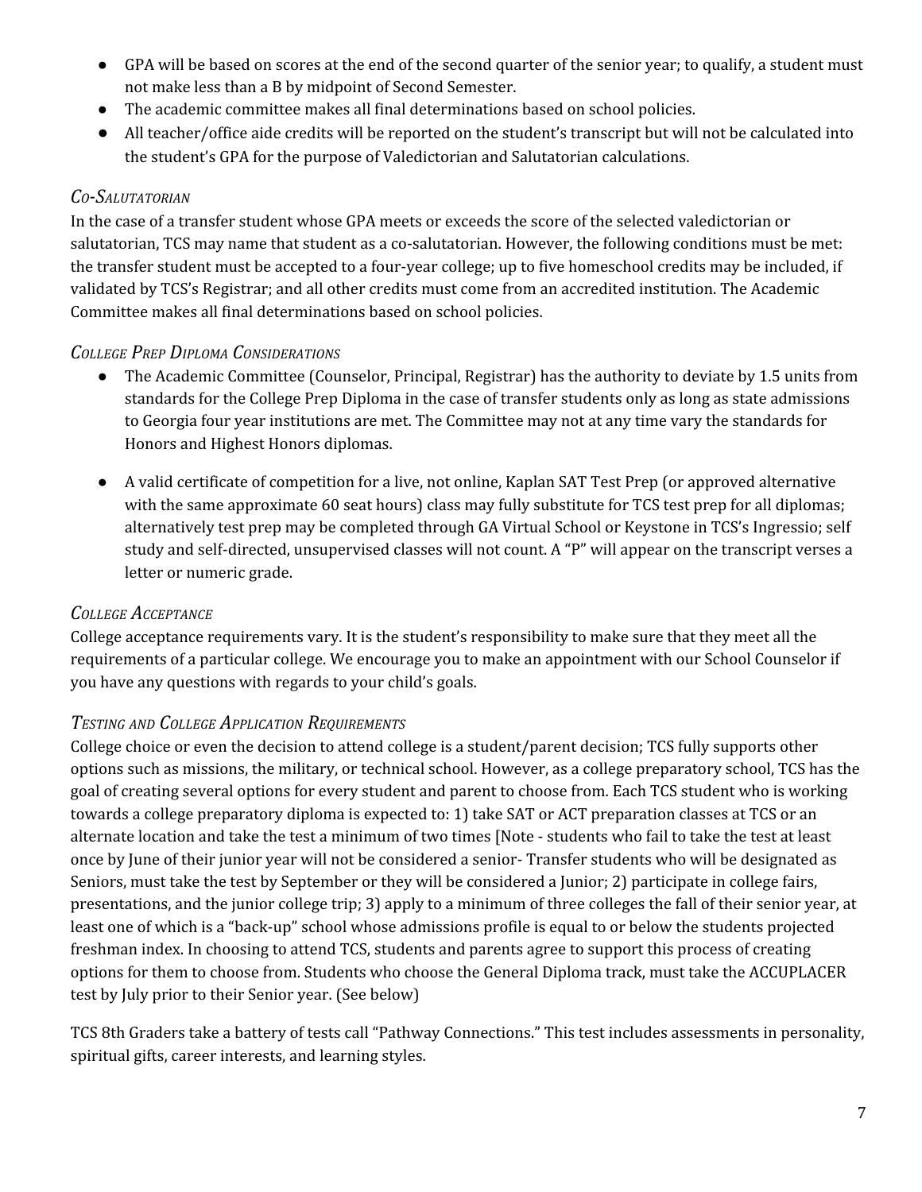- GPA will be based on scores at the end of the second quarter of the senior year; to qualify, a student must not make less than a B by midpoint of Second Semester.
- The academic committee makes all final determinations based on school policies.
- All teacher/office aide credits will be reported on the student's transcript but will not be calculated into the student's GPA for the purpose of Valedictorian and Salutatorian calculations.

### *Co-Salutatorian*

In the case of a transfer student whose GPA meets or exceeds the score of the selected valedictorian or salutatorian, TCS may name that student as a co-salutatorian. However, the following conditions must be met: the transfer student must be accepted to a four-year college; up to five homeschool credits may be included, if validated by TCS's Registrar; and all other credits must come from an accredited institution. The Academic Committee makes all final determinations based on school policies.

### *College Prep Diploma Considerations*

- The Academic Committee (Counselor, Principal, Registrar) has the authority to deviate by 1.5 units from standards for the College Prep Diploma in the case of transfer students only as long as state admissions to Georgia four year institutions are met. The Committee may not at any time vary the standards for Honors and Highest Honors diplomas.

- A valid certificate of competition for a live, not online, Kaplan SAT Test Prep (or approved alternative with the same approximate 60 seat hours) class may fully substitute for TCS test prep for all diplomas; alternatively test prep may be completed through GA Virtual School or Keystone in TCS's Ingressio; self study and self-directed, unsupervised classes will not count. A "P" will appear on the transcript verses a letter or numeric grade.

### *College Acceptance*

College acceptance requirements vary. It is the student's responsibility to make sure that they meet all the requirements of a particular college. We encourage you to make an appointment with our School Counselor if you have any questions with regards to your child's goals.

### *Testing and College Application Requirements*

College choice or even the decision to attend college is a student/parent decision; TCS fully supports other options such as missions, the military, or technical school. However, as a college preparatory school, TCS has the goal of creating several options for every student and parent to choose from. Each TCS student who is working towards a college preparatory diploma is expected to: 1) take SAT or ACT preparation classes at TCS or an alternate location and take the test a minimum of two times [Note - students who fail to take the test at least once by June of their junior year will not be considered a senior- Transfer students who will be designated as Seniors, must take the test by September or they will be considered a Junior; 2) participate in college fairs, presentations, and the junior college trip; 3) apply to a minimum of three colleges the fall of their senior year, at least one of which is a "back-up" school whose admissions profile is equal to or below the students projected freshman index. In choosing to attend TCS, students and parents agree to support this process of creating options for them to choose from. Students who choose the General Diploma track, must take the ACCUPLACER test by July prior to their Senior year. (See below)

TCS 8th Graders take a battery of tests call "Pathway Connections." This test includes assessments in personality, spiritual gifts, career interests, and learning styles.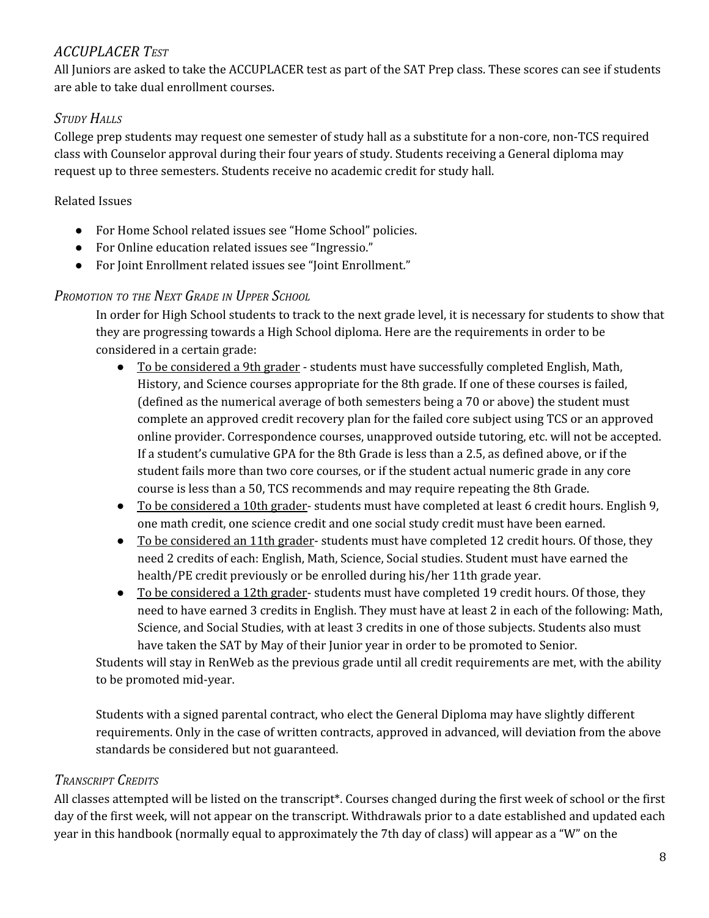### *ACCUPLACER TEST*

All Juniors are asked to take the ACCUPLACER test as part of the SAT Prep class. These scores can see if students are able to take dual enrollment courses.

### *STUDY HALLS*

College prep students may request one semester of study hall as a substitute for a non-core, non-TCS required class with Counselor approval during their four years of study. Students receiving a General diploma may request up to three semesters. Students receive no academic credit for study hall.

Related Issues

- For Home School related issues see "Home School" policies.
- For Online education related issues see "Ingressio."
- For Joint Enrollment related issues see "Joint Enrollment."

### *PROMOTION TO THE NEXT GRADE IN UPPER SCHOOL*

In order for High School students to track to the next grade level, it is necessary for students to show that they are progressing towards a High School diploma. Here are the requirements in order to be considered in a certain grade:

- To be considered a 9th grader - students must have successfully completed English, Math, History, and Science courses appropriate for the 8th grade. If one of these courses is failed, (defined as the numerical average of both semesters being a 70 or above) the student must complete an approved credit recovery plan for the failed core subject using TCS or an approved online provider. Correspondence courses, unapproved outside tutoring, etc. will not be accepted. If a student's cumulative GPA for the 8th Grade is less than a 2.5, as defined above, or if the student fails more than two core courses, or if the student actual numeric grade in any core course is less than a 50, TCS recommends and may require repeating the 8th Grade.
- To be considered a 10th grader- students must have completed at least 6 credit hours. English 9, one math credit, one science credit and one social study credit must have been earned.
- To be considered an 11th grader- students must have completed 12 credit hours. Of those, they need 2 credits of each: English, Math, Science, Social studies. Student must have earned the health/PE credit previously or be enrolled during his/her 11th grade year.
- To be considered a 12th grader- students must have completed 19 credit hours. Of those, they need to have earned 3 credits in English. They must have at least 2 in each of the following: Math, Science, and Social Studies, with at least 3 credits in one of those subjects. Students also must have taken the SAT by May of their Junior year in order to be promoted to Senior.

Students will stay in RenWeb as the previous grade until all credit requirements are met, with the ability to be promoted mid-year.

Students with a signed parental contract, who elect the General Diploma may have slightly different requirements. Only in the case of written contracts, approved in advanced, will deviation from the above standards be considered but not guaranteed.

### *TRANSCRIPT CREDITS*

All classes attempted will be listed on the transcript*. Courses changed during the first week of school or the first day of the first week, will not appear on the transcript. Withdrawals prior to a date established and updated each year in this handbook (normally equal to approximately the 7th day of class) will appear as a "W" on the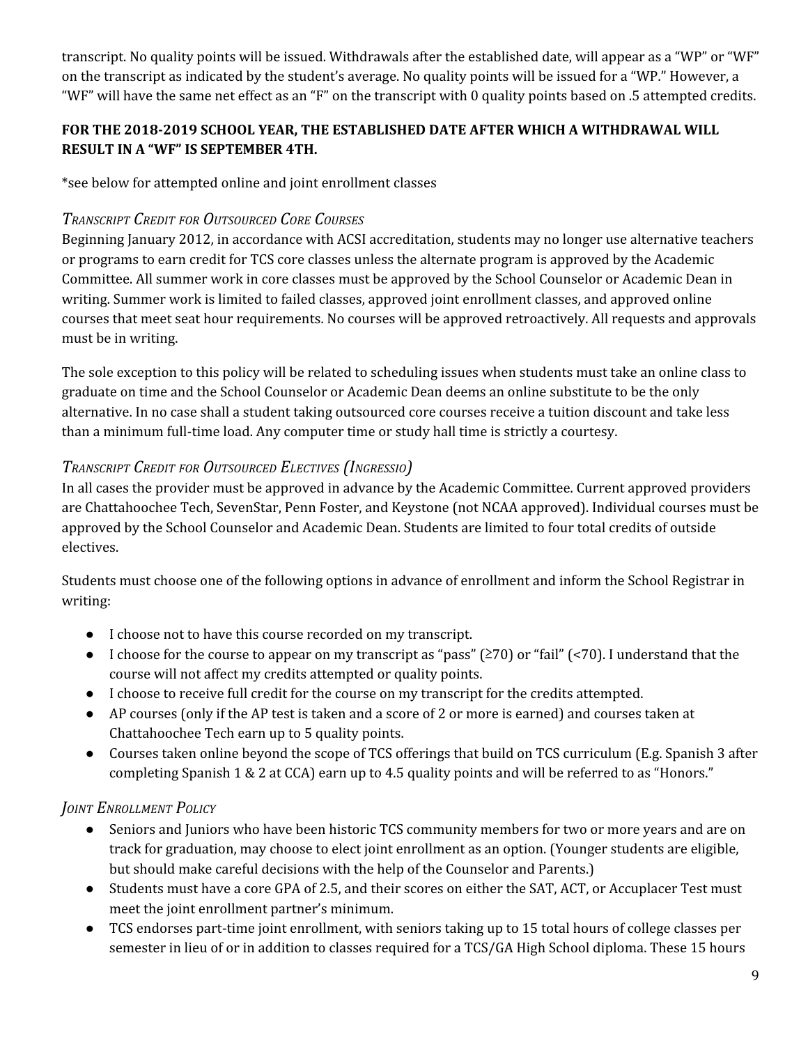transcript. No quality points will be issued. Withdrawals after the established date, will appear as a "WP" or "WF" on the transcript as indicated by the student's average. No quality points will be issued for a "WP." However, a "WF" will have the same net effect as an "F" on the transcript with 0 quality points based on .5 attempted credits.

**FOR THE 2018-2019 SCHOOL YEAR, THE ESTABLISHED DATE AFTER WHICH A WITHDRAWAL WILL RESULT IN A "WF" IS SEPTEMBER 4TH.**

*see below for attempted online and joint enrollment classes

### *Transcript Credit for Outsourced Core Courses*

Beginning January 2012, in accordance with ACSI accreditation, students may no longer use alternative teachers or programs to earn credit for TCS core classes unless the alternate program is approved by the Academic Committee. All summer work in core classes must be approved by the School Counselor or Academic Dean in writing. Summer work is limited to failed classes, approved joint enrollment classes, and approved online courses that meet seat hour requirements. No courses will be approved retroactively. All requests and approvals must be in writing.

The sole exception to this policy will be related to scheduling issues when students must take an online class to graduate on time and the School Counselor or Academic Dean deems an online substitute to be the only alternative. In no case shall a student taking outsourced core courses receive a tuition discount and take less than a minimum full-time load. Any computer time or study hall time is strictly a courtesy.

### *Transcript Credit for Outsourced Electives (Ingressio)*

In all cases the provider must be approved in advance by the Academic Committee. Current approved providers are Chattahoochee Tech, SevenStar, Penn Foster, and Keystone (not NCAA approved). Individual courses must be approved by the School Counselor and Academic Dean. Students are limited to four total credits of outside electives.

Students must choose one of the following options in advance of enrollment and inform the School Registrar in writing:

- I choose not to have this course recorded on my transcript.
- I choose for the course to appear on my transcript as "pass" (≥70) or "fail" (<70). I understand that the course will not affect my credits attempted or quality points.
- I choose to receive full credit for the course on my transcript for the credits attempted.
- AP courses (only if the AP test is taken and a score of 2 or more is earned) and courses taken at Chattahoochee Tech earn up to 5 quality points.
- Courses taken online beyond the scope of TCS offerings that build on TCS curriculum (E.g. Spanish 3 after completing Spanish 1 & 2 at CCA) earn up to 4.5 quality points and will be referred to as "Honors."

### *Joint Enrollment Policy*

- Seniors and Juniors who have been historic TCS community members for two or more years and are on track for graduation, may choose to elect joint enrollment as an option. (Younger students are eligible, but should make careful decisions with the help of the Counselor and Parents.)
- Students must have a core GPA of 2.5, and their scores on either the SAT, ACT, or Accuplacer Test must meet the joint enrollment partner's minimum.
- TCS endorses part-time joint enrollment, with seniors taking up to 15 total hours of college classes per semester in lieu of or in addition to classes required for a TCS/GA High School diploma. These 15 hours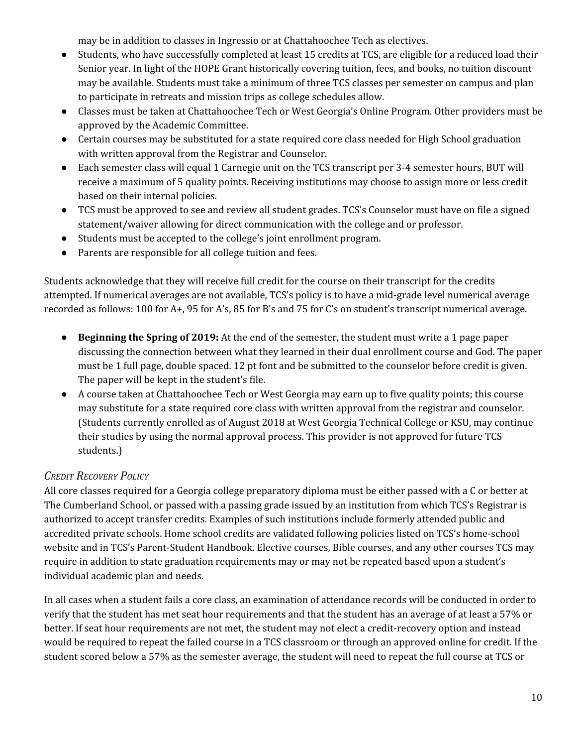may be in addition to classes in Ingressio or at Chattahoochee Tech as electives.

- Students, who have successfully completed at least 15 credits at TCS, are eligible for a reduced load their Senior year. In light of the HOPE Grant historically covering tuition, fees, and books, no tuition discount may be available. Students must take a minimum of three TCS classes per semester on campus and plan to participate in retreats and mission trips as college schedules allow.
- Classes must be taken at Chattahoochee Tech or West Georgia's Online Program. Other providers must be approved by the Academic Committee.
- Certain courses may be substituted for a state required core class needed for High School graduation with written approval from the Registrar and Counselor.
- Each semester class will equal 1 Carnegie unit on the TCS transcript per 3-4 semester hours, BUT will receive a maximum of 5 quality points. Receiving institutions may choose to assign more or less credit based on their internal policies.
- TCS must be approved to see and review all student grades. TCS's Counselor must have on file a signed statement/waiver allowing for direct communication with the college and or professor.
- Students must be accepted to the college's joint enrollment program.
- Parents are responsible for all college tuition and fees.

Students acknowledge that they will receive full credit for the course on their transcript for the credits attempted. If numerical averages are not available, TCS's policy is to have a mid-grade level numerical average recorded as follows: 100 for A+, 95 for A's, 85 for B's and 75 for C's on student's transcript numerical average.

- **Beginning the Spring of 2019:** At the end of the semester, the student must write a 1 page paper discussing the connection between what they learned in their dual enrollment course and God. The paper must be 1 full page, double spaced. 12 pt font and be submitted to the counselor before credit is given. The paper will be kept in the student's file.
- A course taken at Chattahoochee Tech or West Georgia may earn up to five quality points; this course may substitute for a state required core class with written approval from the registrar and counselor. (Students currently enrolled as of August 2018 at West Georgia Technical College or KSU, may continue their studies by using the normal approval process. This provider is not approved for future TCS students.)

### *Credit Recovery Policy*

All core classes required for a Georgia college preparatory diploma must be either passed with a C or better at The Cumberland School, or passed with a passing grade issued by an institution from which TCS's Registrar is authorized to accept transfer credits. Examples of such institutions include formerly attended public and accredited private schools. Home school credits are validated following policies listed on TCS's home-school website and in TCS's Parent-Student Handbook. Elective courses, Bible courses, and any other courses TCS may require in addition to state graduation requirements may or may not be repeated based upon a student's individual academic plan and needs.

In all cases when a student fails a core class, an examination of attendance records will be conducted in order to verify that the student has met seat hour requirements and that the student has an average of at least a 57% or better. If seat hour requirements are not met, the student may not elect a credit-recovery option and instead would be required to repeat the failed course in a TCS classroom or through an approved online for credit. If the student scored below a 57% as the semester average, the student will need to repeat the full course at TCS or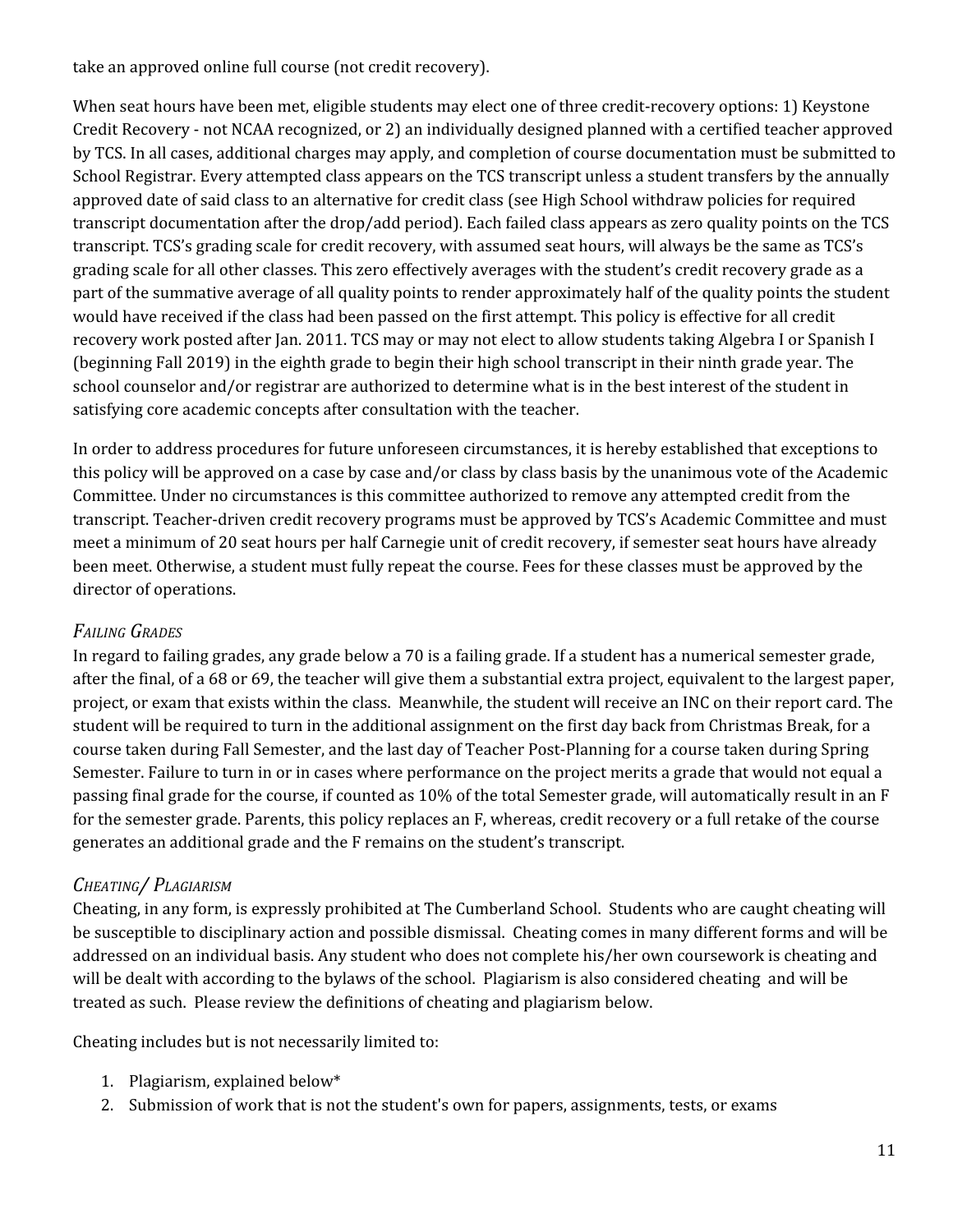take an approved online full course (not credit recovery).

When seat hours have been met, eligible students may elect one of three credit-recovery options: 1) Keystone Credit Recovery - not NCAA recognized, or 2) an individually designed planned with a certified teacher approved by TCS. In all cases, additional charges may apply, and completion of course documentation must be submitted to School Registrar. Every attempted class appears on the TCS transcript unless a student transfers by the annually approved date of said class to an alternative for credit class (see High School withdraw policies for required transcript documentation after the drop/add period). Each failed class appears as zero quality points on the TCS transcript. TCS's grading scale for credit recovery, with assumed seat hours, will always be the same as TCS's grading scale for all other classes. This zero effectively averages with the student's credit recovery grade as a part of the summative average of all quality points to render approximately half of the quality points the student would have received if the class had been passed on the first attempt. This policy is effective for all credit recovery work posted after Jan. 2011. TCS may or may not elect to allow students taking Algebra I or Spanish I (beginning Fall 2019) in the eighth grade to begin their high school transcript in their ninth grade year. The school counselor and/or registrar are authorized to determine what is in the best interest of the student in satisfying core academic concepts after consultation with the teacher.

In order to address procedures for future unforeseen circumstances, it is hereby established that exceptions to this policy will be approved on a case by case and/or class by class basis by the unanimous vote of the Academic Committee. Under no circumstances is this committee authorized to remove any attempted credit from the transcript. Teacher-driven credit recovery programs must be approved by TCS's Academic Committee and must meet a minimum of 20 seat hours per half Carnegie unit of credit recovery, if semester seat hours have already been meet. Otherwise, a student must fully repeat the course. Fees for these classes must be approved by the director of operations.

### *Failing Grades*

In regard to failing grades, any grade below a 70 is a failing grade. If a student has a numerical semester grade, after the final, of a 68 or 69, the teacher will give them a substantial extra project, equivalent to the largest paper, project, or exam that exists within the class. Meanwhile, the student will receive an INC on their report card. The student will be required to turn in the additional assignment on the first day back from Christmas Break, for a course taken during Fall Semester, and the last day of Teacher Post-Planning for a course taken during Spring Semester. Failure to turn in or in cases where performance on the project merits a grade that would not equal a passing final grade for the course, if counted as 10% of the total Semester grade, will automatically result in an F for the semester grade. Parents, this policy replaces an F, whereas, credit recovery or a full retake of the course generates an additional grade and the F remains on the student's transcript.

### *Cheating/ Plagiarism*

Cheating, in any form, is expressly prohibited at The Cumberland School. Students who are caught cheating will be susceptible to disciplinary action and possible dismissal. Cheating comes in many different forms and will be addressed on an individual basis. Any student who does not complete his/her own coursework is cheating and will be dealt with according to the bylaws of the school. Plagiarism is also considered cheating and will be treated as such. Please review the definitions of cheating and plagiarism below.

Cheating includes but is not necessarily limited to:

1. Plagiarism, explained below*
2. Submission of work that is not the student's own for papers, assignments, tests, or exams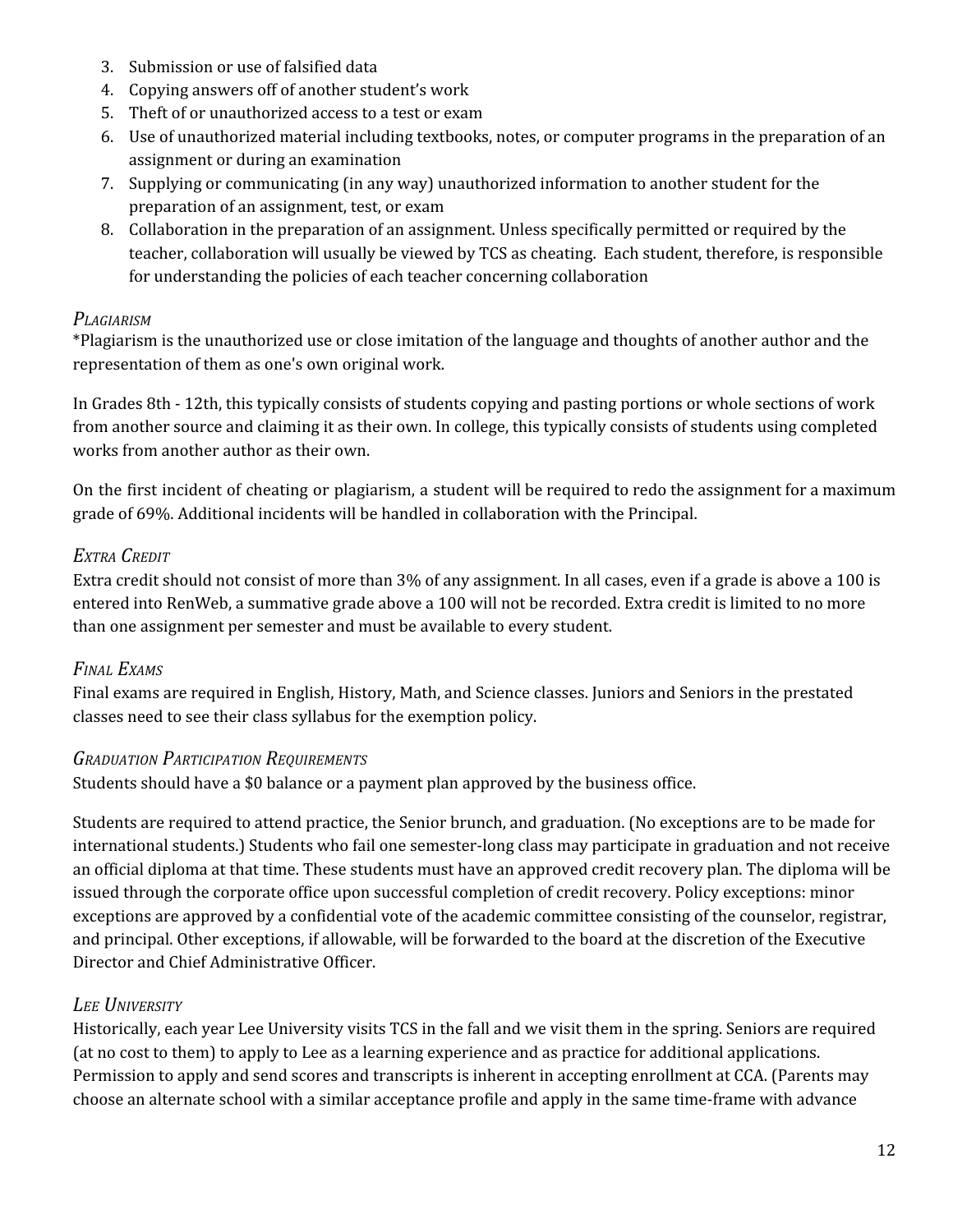3. Submission or use of falsified data
4. Copying answers off of another student's work
5. Theft of or unauthorized access to a test or exam
6. Use of unauthorized material including textbooks, notes, or computer programs in the preparation of an assignment or during an examination
7. Supplying or communicating (in any way) unauthorized information to another student for the preparation of an assignment, test, or exam
8. Collaboration in the preparation of an assignment. Unless specifically permitted or required by the teacher, collaboration will usually be viewed by TCS as cheating. Each student, therefore, is responsible for understanding the policies of each teacher concerning collaboration

### *Plagiarism*

*Plagiarism is the unauthorized use or close imitation of the language and thoughts of another author and the representation of them as one's own original work.

In Grades 8th - 12th, this typically consists of students copying and pasting portions or whole sections of work from another source and claiming it as their own. In college, this typically consists of students using completed works from another author as their own.

On the first incident of cheating or plagiarism, a student will be required to redo the assignment for a maximum grade of 69%. Additional incidents will be handled in collaboration with the Principal.

### *Extra Credit*

Extra credit should not consist of more than 3% of any assignment. In all cases, even if a grade is above a 100 is entered into RenWeb, a summative grade above a 100 will not be recorded. Extra credit is limited to no more than one assignment per semester and must be available to every student.

### *Final Exams*

Final exams are required in English, History, Math, and Science classes. Juniors and Seniors in the prestated classes need to see their class syllabus for the exemption policy.

### *Graduation Participation Requirements*

Students should have a $0 balance or a payment plan approved by the business office.

Students are required to attend practice, the Senior brunch, and graduation. (No exceptions are to be made for international students.) Students who fail one semester-long class may participate in graduation and not receive an official diploma at that time. These students must have an approved credit recovery plan. The diploma will be issued through the corporate office upon successful completion of credit recovery. Policy exceptions: minor exceptions are approved by a confidential vote of the academic committee consisting of the counselor, registrar, and principal. Other exceptions, if allowable, will be forwarded to the board at the discretion of the Executive Director and Chief Administrative Officer.

### *Lee University*

Historically, each year Lee University visits TCS in the fall and we visit them in the spring. Seniors are required (at no cost to them) to apply to Lee as a learning experience and as practice for additional applications. Permission to apply and send scores and transcripts is inherent in accepting enrollment at CCA. (Parents may choose an alternate school with a similar acceptance profile and apply in the same time-frame with advance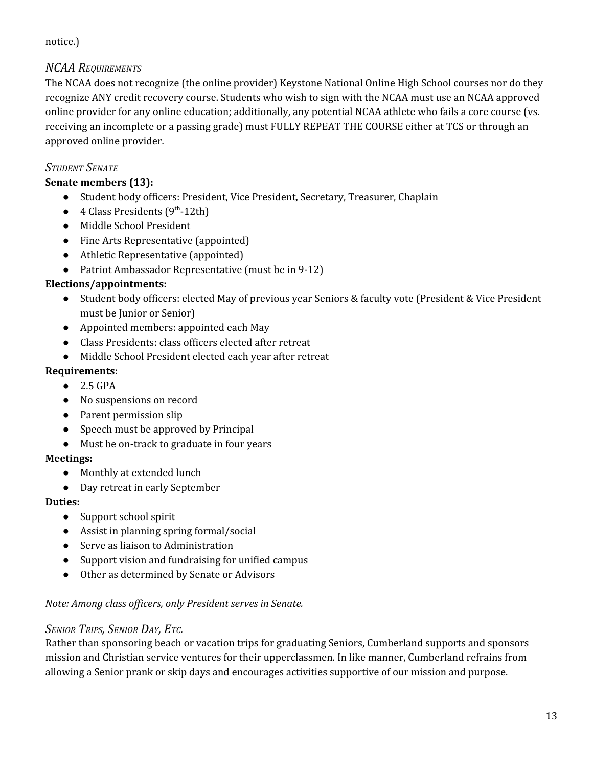notice.)

### *NCAA Requirements*

The NCAA does not recognize (the online provider) Keystone National Online High School courses nor do they recognize ANY credit recovery course. Students who wish to sign with the NCAA must use an NCAA approved online provider for any online education; additionally, any potential NCAA athlete who fails a core course (vs. receiving an incomplete or a passing grade) must FULLY REPEAT THE COURSE either at TCS or through an approved online provider.

### *Student Senate*

**Senate members (13):**

- Student body officers: President, Vice President, Secretary, Treasurer, Chaplain
- 4 Class Presidents (9th-12th)
- Middle School President
- Fine Arts Representative (appointed)
- Athletic Representative (appointed)
- Patriot Ambassador Representative (must be in 9-12)

**Elections/appointments:**

- Student body officers: elected May of previous year Seniors & faculty vote (President & Vice President must be Junior or Senior)
- Appointed members: appointed each May
- Class Presidents: class officers elected after retreat
- Middle School President elected each year after retreat

**Requirements:**

- 2.5 GPA
- No suspensions on record
- Parent permission slip
- Speech must be approved by Principal
- Must be on-track to graduate in four years

**Meetings:**

- Monthly at extended lunch
- Day retreat in early September

**Duties:**

- Support school spirit
- Assist in planning spring formal/social
- Serve as liaison to Administration
- Support vision and fundraising for unified campus
- Other as determined by Senate or Advisors

*Note: Among class officers, only President serves in Senate.*

### *Senior Trips, Senior Day, Etc.*

Rather than sponsoring beach or vacation trips for graduating Seniors, Cumberland supports and sponsors mission and Christian service ventures for their upperclassmen. In like manner, Cumberland refrains from allowing a Senior prank or skip days and encourages activities supportive of our mission and purpose.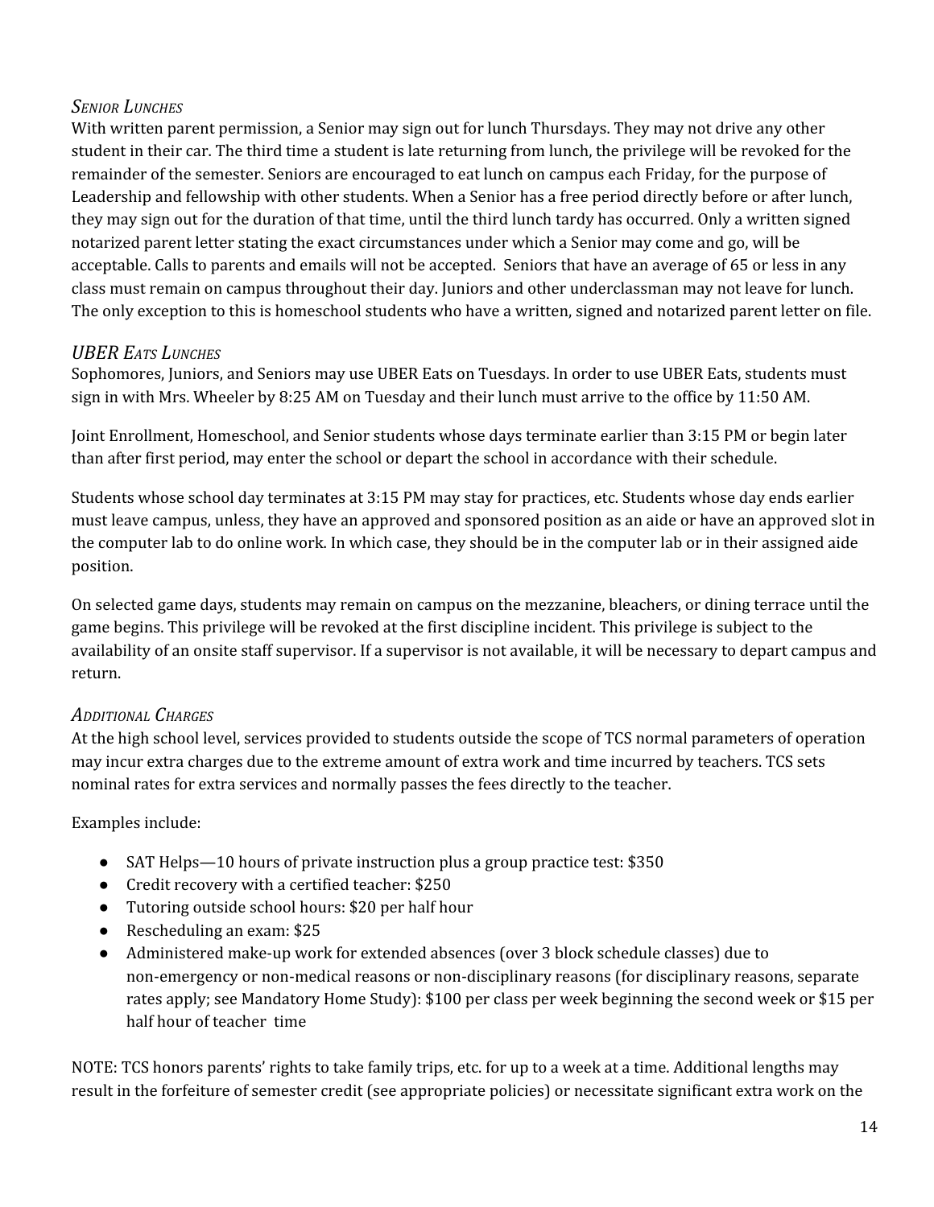### *Senior Lunches*

With written parent permission, a Senior may sign out for lunch Thursdays. They may not drive any other student in their car. The third time a student is late returning from lunch, the privilege will be revoked for the remainder of the semester. Seniors are encouraged to eat lunch on campus each Friday, for the purpose of Leadership and fellowship with other students. When a Senior has a free period directly before or after lunch, they may sign out for the duration of that time, until the third lunch tardy has occurred. Only a written signed notarized parent letter stating the exact circumstances under which a Senior may come and go, will be acceptable. Calls to parents and emails will not be accepted. Seniors that have an average of 65 or less in any class must remain on campus throughout their day. Juniors and other underclassman may not leave for lunch. The only exception to this is homeschool students who have a written, signed and notarized parent letter on file.

### *UBER Eats Lunches*

Sophomores, Juniors, and Seniors may use UBER Eats on Tuesdays. In order to use UBER Eats, students must sign in with Mrs. Wheeler by 8:25 AM on Tuesday and their lunch must arrive to the office by 11:50 AM.

Joint Enrollment, Homeschool, and Senior students whose days terminate earlier than 3:15 PM or begin later than after first period, may enter the school or depart the school in accordance with their schedule.

Students whose school day terminates at 3:15 PM may stay for practices, etc. Students whose day ends earlier must leave campus, unless, they have an approved and sponsored position as an aide or have an approved slot in the computer lab to do online work. In which case, they should be in the computer lab or in their assigned aide position.

On selected game days, students may remain on campus on the mezzanine, bleachers, or dining terrace until the game begins. This privilege will be revoked at the first discipline incident. This privilege is subject to the availability of an onsite staff supervisor. If a supervisor is not available, it will be necessary to depart campus and return.

### *Additional Charges*

At the high school level, services provided to students outside the scope of TCS normal parameters of operation may incur extra charges due to the extreme amount of extra work and time incurred by teachers. TCS sets nominal rates for extra services and normally passes the fees directly to the teacher.

Examples include:

- SAT Helps—10 hours of private instruction plus a group practice test: $350
- Credit recovery with a certified teacher: $250
- Tutoring outside school hours: $20 per half hour
- Rescheduling an exam: $25
- Administered make-up work for extended absences (over 3 block schedule classes) due to non-emergency or non-medical reasons or non-disciplinary reasons (for disciplinary reasons, separate rates apply; see Mandatory Home Study): $100 per class per week beginning the second week or $15 per half hour of teacher time

NOTE: TCS honors parents' rights to take family trips, etc. for up to a week at a time. Additional lengths may result in the forfeiture of semester credit (see appropriate policies) or necessitate significant extra work on the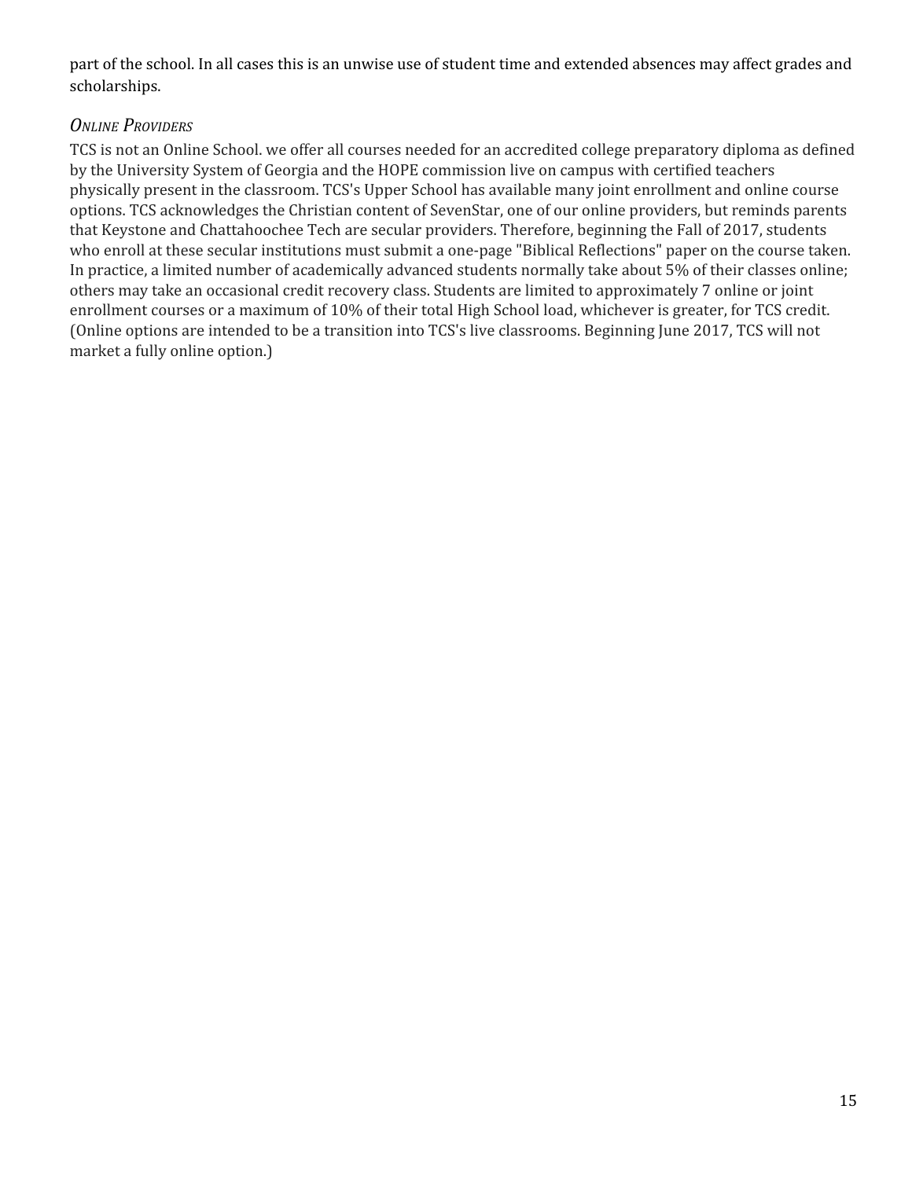part of the school. In all cases this is an unwise use of student time and extended absences may affect grades and scholarships.

### *Online Providers*

TCS is not an Online School. we offer all courses needed for an accredited college preparatory diploma as defined by the University System of Georgia and the HOPE commission live on campus with certified teachers physically present in the classroom. TCS's Upper School has available many joint enrollment and online course options. TCS acknowledges the Christian content of SevenStar, one of our online providers, but reminds parents that Keystone and Chattahoochee Tech are secular providers. Therefore, beginning the Fall of 2017, students who enroll at these secular institutions must submit a one-page "Biblical Reflections" paper on the course taken. In practice, a limited number of academically advanced students normally take about 5% of their classes online; others may take an occasional credit recovery class. Students are limited to approximately 7 online or joint enrollment courses or a maximum of 10% of their total High School load, whichever is greater, for TCS credit. (Online options are intended to be a transition into TCS's live classrooms. Beginning June 2017, TCS will not market a fully online option.)